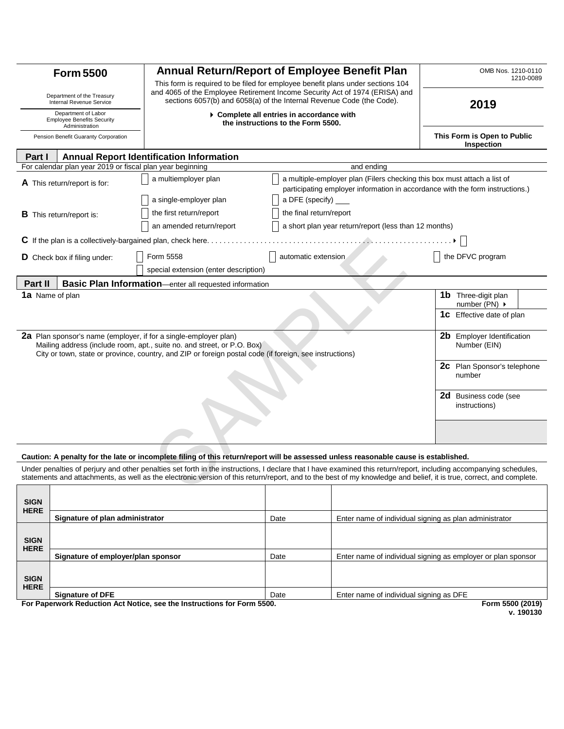# Form 5500

Department of the Treasury
Internal Revenue Service

Department of Labor
Employee Benefits Security Administration

Pension Benefit Guaranty Corporation

## Annual Return/Report of Employee Benefit Plan

This form is required to be filed for employee benefit plans under sections 104 and 4065 of the Employee Retirement Income Security Act of 1974 (ERISA) and sections 6057(b) and 6058(a) of the Internal Revenue Code (the Code).

▶ **Complete all entries in accordance with the instructions to the Form 5500.**

OMB Nos. 1210-0110
1210-0089

**2019**

**This Form is Open to Public Inspection**

### Part I Annual Report Identification Information

For calendar plan year 2019 or fiscal plan year beginning and ending

**A** This return/report is for:
- ☐ a multiemployer plan
- ☐ a multiple-employer plan (Filers checking this box must attach a list of participating employer information in accordance with the form instructions.)
- ☐ a single-employer plan
- ☐ a DFE (specify) ___

**B** This return/report is:
- ☐ the first return/report
- ☐ the final return/report
- ☐ an amended return/report
- ☐ a short plan year return/report (less than 12 months)

**C** If the plan is a collectively-bargained plan, check here. . . . . . . . . . . . . . . . . . . . . . . . . . . . . . . . . . . . . . . . . . . . . . . . . . . . . . . . . . . . ▶ ☐

**D** Check box if filing under:
- ☐ Form 5558
- ☐ automatic extension
- ☐ the DFVC program
- ☐ special extension (enter description)

### Part II Basic Plan Information—enter all requested information

**1a** Name of plan

**1b** Three-digit plan number (PN) ▶

**1c** Effective date of plan

**2a** Plan sponsor's name (employer, if for a single-employer plan)
Mailing address (include room, apt., suite no. and street, or P.O. Box)
City or town, state or province, country, and ZIP or foreign postal code (if foreign, see instructions)

**2b** Employer Identification Number (EIN)

**2c** Plan Sponsor's telephone number

**2d** Business code (see instructions)

**Caution: A penalty for the late or incomplete filing of this return/report will be assessed unless reasonable cause is established.**

Under penalties of perjury and other penalties set forth in the instructions, I declare that I have examined this return/report, including accompanying schedules, statements and attachments, as well as the electronic version of this return/report, and to the best of my knowledge and belief, it is true, correct, and complete.

| | | | |
|---|---|---|---|
| **SIGN HERE** | | | |
| | **Signature of plan administrator** | Date | Enter name of individual signing as plan administrator |
| **SIGN HERE** | | | |
| | **Signature of employer/plan sponsor** | Date | Enter name of individual signing as employer or plan sponsor |
| **SIGN HERE** | | | |
| | **Signature of DFE** | Date | Enter name of individual signing as DFE |

**For Paperwork Reduction Act Notice, see the Instructions for Form 5500.**

**Form 5500 (2019)**
**v. 190130**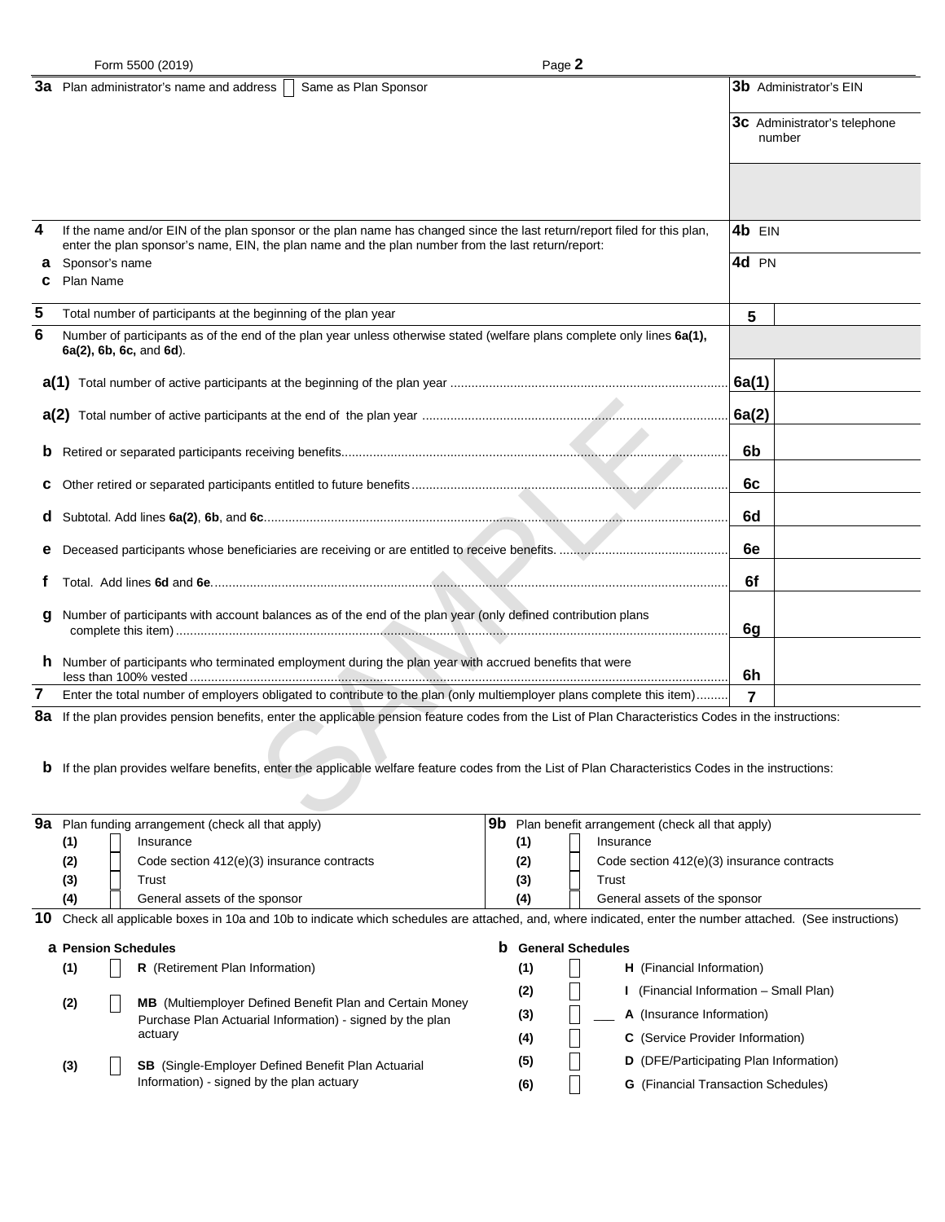Form 5500 (2019) Page **2**

| | | |
|---|---|---|
| **3a** Plan administrator's name and address ☐ Same as Plan Sponsor | **3b** Administrator's EIN | |
| | **3c** Administrator's telephone number | |
| **4** If the name and/or EIN of the plan sponsor or the plan name has changed since the last return/report filed for this plan, enter the plan sponsor's name, EIN, the plan name and the plan number from the last return/report: | **4b** EIN | |
| **a** Sponsor's name | **4d** PN | |
| **c** Plan Name | | |
| **5** Total number of participants at the beginning of the plan year | **5** | |
| **6** Number of participants as of the end of the plan year unless otherwise stated (welfare plans complete only lines **6a(1), 6a(2), 6b, 6c,** and **6d**). | | |
| **a(1)** Total number of active participants at the beginning of the plan year | **6a(1)** | |
| **a(2)** Total number of active participants at the end of the plan year | **6a(2)** | |
| **b** Retired or separated participants receiving benefits | **6b** | |
| **c** Other retired or separated participants entitled to future benefits | **6c** | |
| **d** Subtotal. Add lines **6a(2)**, **6b**, and **6c** | **6d** | |
| **e** Deceased participants whose beneficiaries are receiving or are entitled to receive benefits. | **6e** | |
| **f** Total. Add lines **6d** and **6e** | **6f** | |
| **g** Number of participants with account balances as of the end of the plan year (only defined contribution plans complete this item) | **6g** | |
| **h** Number of participants who terminated employment during the plan year with accrued benefits that were less than 100% vested | **6h** | |
| **7** Enter the total number of employers obligated to contribute to the plan (only multiemployer plans complete this item) | **7** | |

**8a** If the plan provides pension benefits, enter the applicable pension feature codes from the List of Plan Characteristics Codes in the instructions:

**b** If the plan provides welfare benefits, enter the applicable welfare feature codes from the List of Plan Characteristics Codes in the instructions:

| **9a** Plan funding arrangement (check all that apply) | **9b** Plan benefit arrangement (check all that apply) |
|---|---|
| (1) ☐ Insurance | (1) ☐ Insurance |
| (2) ☐ Code section 412(e)(3) insurance contracts | (2) ☐ Code section 412(e)(3) insurance contracts |
| (3) ☐ Trust | (3) ☐ Trust |
| (4) ☐ General assets of the sponsor | (4) ☐ General assets of the sponsor |

**10** Check all applicable boxes in 10a and 10b to indicate which schedules are attached, and, where indicated, enter the number attached. (See instructions)

| **a Pension Schedules** | **b General Schedules** |
|---|---|
| (1) ☐ **R** (Retirement Plan Information) | (1) ☐ **H** (Financial Information) |
| (2) ☐ **MB** (Multiemployer Defined Benefit Plan and Certain Money Purchase Plan Actuarial Information) - signed by the plan actuary | (2) ☐ **I** (Financial Information – Small Plan) |
| | (3) ☐ ___ **A** (Insurance Information) |
| | (4) ☐ **C** (Service Provider Information) |
| (3) ☐ **SB** (Single-Employer Defined Benefit Plan Actuarial Information) - signed by the plan actuary | (5) ☐ **D** (DFE/Participating Plan Information) |
| | (6) ☐ **G** (Financial Transaction Schedules) |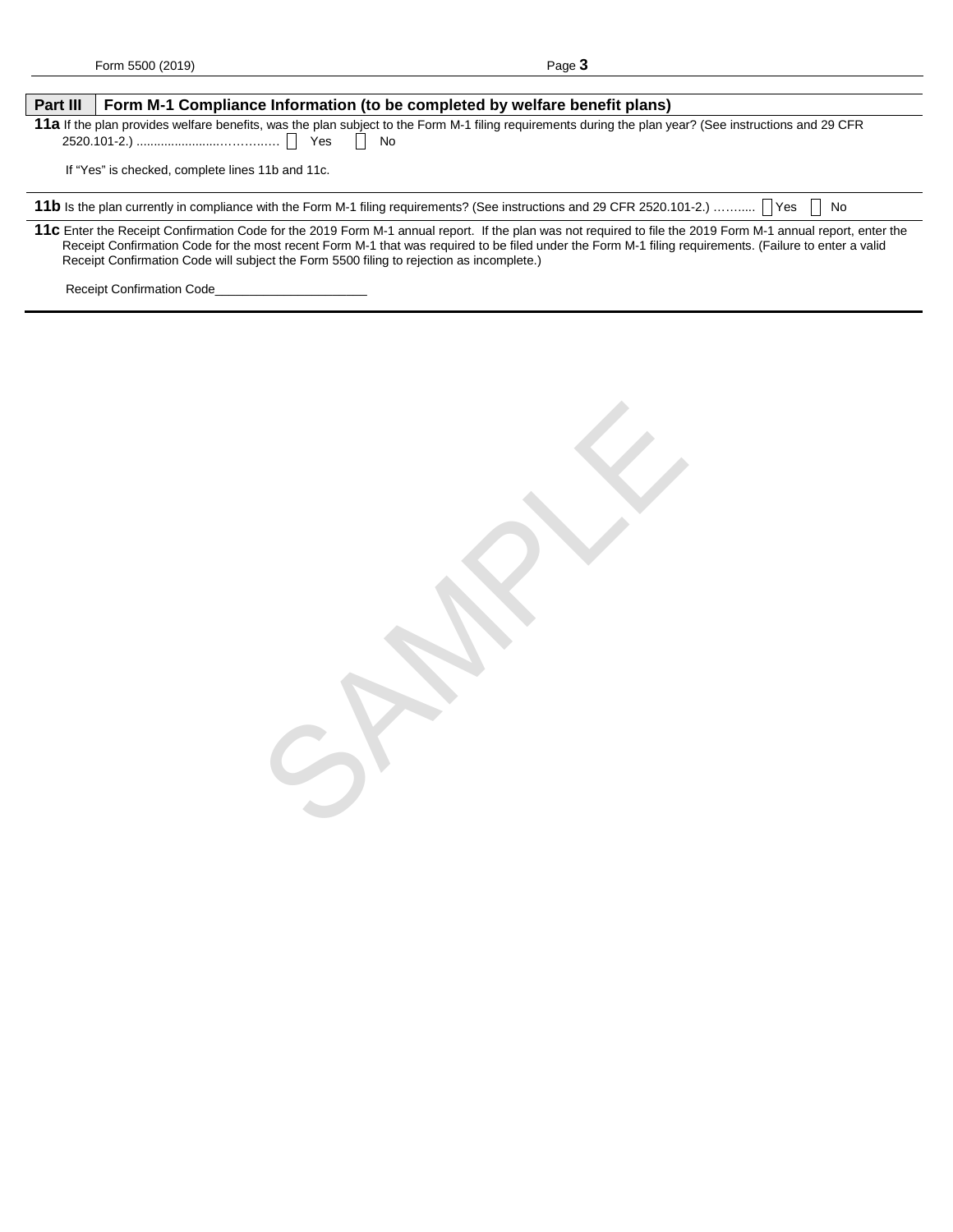## Part III Form M-1 Compliance Information (to be completed by welfare benefit plans)

**11a** If the plan provides welfare benefits, was the plan subject to the Form M-1 filing requirements during the plan year? (See instructions and 29 CFR 2520.101-2.) ....................................... ☐ Yes ☐ No

If "Yes" is checked, complete lines 11b and 11c.

**11b** Is the plan currently in compliance with the Form M-1 filing requirements? (See instructions and 29 CFR 2520.101-2.) ……..... ☐ Yes ☐ No

**11c** Enter the Receipt Confirmation Code for the 2019 Form M-1 annual report. If the plan was not required to file the 2019 Form M-1 annual report, enter the Receipt Confirmation Code for the most recent Form M-1 that was required to be filed under the Form M-1 filing requirements. (Failure to enter a valid Receipt Confirmation Code will subject the Form 5500 filing to rejection as incomplete.)

Receipt Confirmation Code______________________

SAMPLE